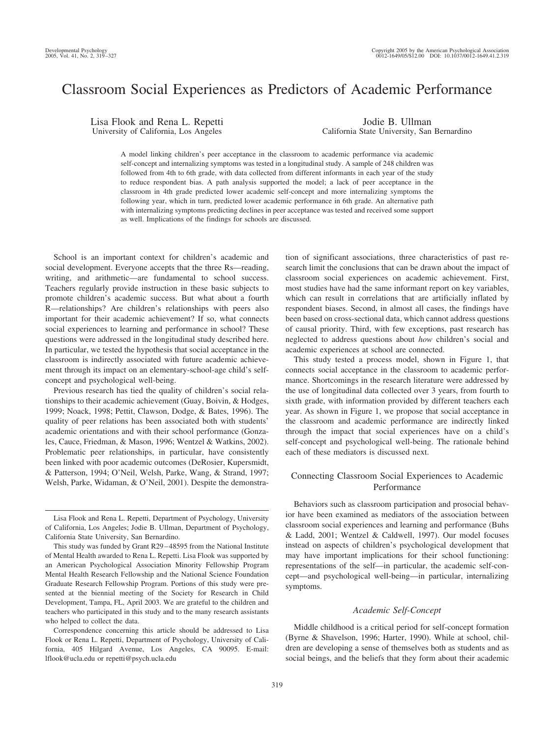# Classroom Social Experiences as Predictors of Academic Performance

Lisa Flook and Rena L. Repetti
University of California, Los Angeles

Jodie B. Ullman
California State University, San Bernardino

A model linking children's peer acceptance in the classroom to academic performance via academic self-concept and internalizing symptoms was tested in a longitudinal study. A sample of 248 children was followed from 4th to 6th grade, with data collected from different informants in each year of the study to reduce respondent bias. A path analysis supported the model; a lack of peer acceptance in the classroom in 4th grade predicted lower academic self-concept and more internalizing symptoms the following year, which in turn, predicted lower academic performance in 6th grade. An alternative path with internalizing symptoms predicting declines in peer acceptance was tested and received some support as well. Implications of the findings for schools are discussed.

School is an important context for children's academic and social development. Everyone accepts that the three Rs—reading, writing, and arithmetic—are fundamental to school success. Teachers regularly provide instruction in these basic subjects to promote children's academic success. But what about a fourth R—relationships? Are children's relationships with peers also important for their academic achievement? If so, what connects social experiences to learning and performance in school? These questions were addressed in the longitudinal study described here. In particular, we tested the hypothesis that social acceptance in the classroom is indirectly associated with future academic achievement through its impact on an elementary-school-age child's self-concept and psychological well-being.

Previous research has tied the quality of children's social relationships to their academic achievement (Guay, Boivin, & Hodges, 1999; Noack, 1998; Pettit, Clawson, Dodge, & Bates, 1996). The quality of peer relations has been associated both with students' academic orientations and with their school performance (Gonzales, Cauce, Friedman, & Mason, 1996; Wentzel & Watkins, 2002). Problematic peer relationships, in particular, have consistently been linked with poor academic outcomes (DeRosier, Kupersmidt, & Patterson, 1994; O'Neil, Welsh, Parke, Wang, & Strand, 1997; Welsh, Parke, Widaman, & O'Neil, 2001). Despite the demonstration of significant associations, three characteristics of past research limit the conclusions that can be drawn about the impact of classroom social experiences on academic achievement. First, most studies have had the same informant report on key variables, which can result in correlations that are artificially inflated by respondent biases. Second, in almost all cases, the findings have been based on cross-sectional data, which cannot address questions of causal priority. Third, with few exceptions, past research has neglected to address questions about *how* children's social and academic experiences at school are connected.

This study tested a process model, shown in Figure 1, that connects social acceptance in the classroom to academic performance. Shortcomings in the research literature were addressed by the use of longitudinal data collected over 3 years, from fourth to sixth grade, with information provided by different teachers each year. As shown in Figure 1, we propose that social acceptance in the classroom and academic performance are indirectly linked through the impact that social experiences have on a child's self-concept and psychological well-being. The rationale behind each of these mediators is discussed next.

## Connecting Classroom Social Experiences to Academic Performance

Behaviors such as classroom participation and prosocial behavior have been examined as mediators of the association between classroom social experiences and learning and performance (Buhs & Ladd, 2001; Wentzel & Caldwell, 1997). Our model focuses instead on aspects of children's psychological development that may have important implications for their school functioning: representations of the self—in particular, the academic self-concept—and psychological well-being—in particular, internalizing symptoms.

### *Academic Self-Concept*

Middle childhood is a critical period for self-concept formation (Byrne & Shavelson, 1996; Harter, 1990). While at school, children are developing a sense of themselves both as students and as social beings, and the beliefs that they form about their academic

---

Lisa Flook and Rena L. Repetti, Department of Psychology, University of California, Los Angeles; Jodie B. Ullman, Department of Psychology, California State University, San Bernardino.

This study was funded by Grant R29–48595 from the National Institute of Mental Health awarded to Rena L. Repetti. Lisa Flook was supported by an American Psychological Association Minority Fellowship Program Mental Health Research Fellowship and the National Science Foundation Graduate Research Fellowship Program. Portions of this study were presented at the biennial meeting of the Society for Research in Child Development, Tampa, FL, April 2003. We are grateful to the children and teachers who participated in this study and to the many research assistants who helped to collect the data.

Correspondence concerning this article should be addressed to Lisa Flook or Rena L. Repetti, Department of Psychology, University of California, 405 Hilgard Avenue, Los Angeles, CA 90095. E-mail: lflook@ucla.edu or repetti@psych.ucla.edu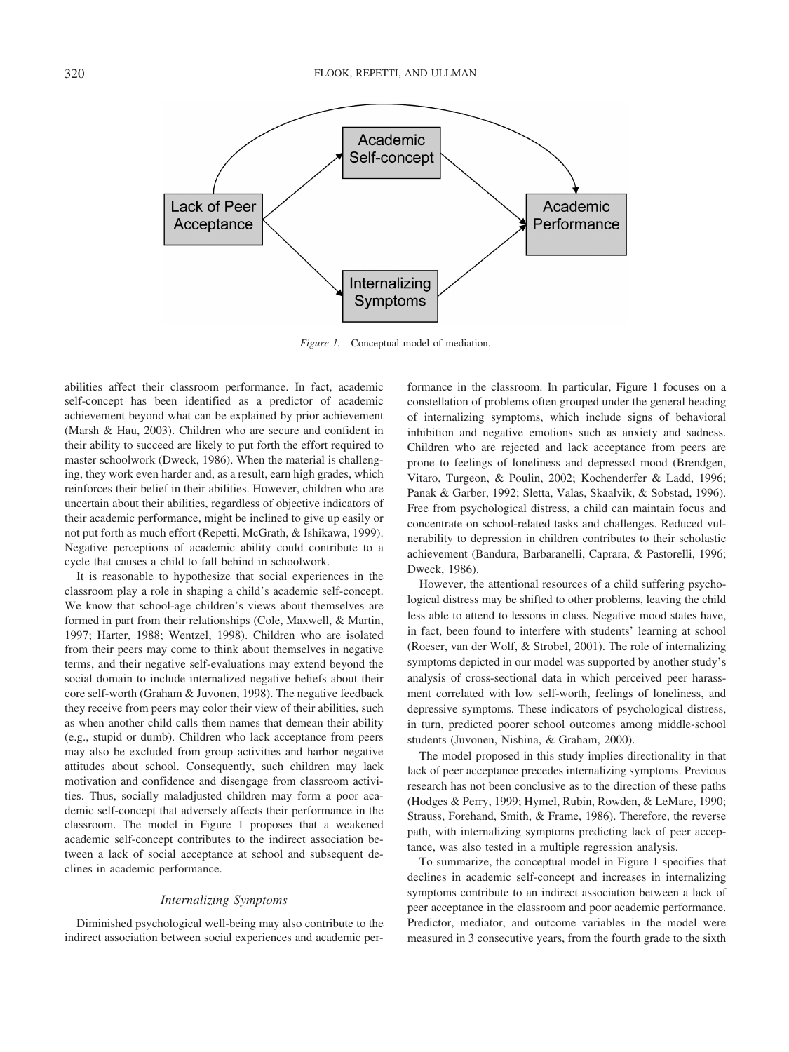Figure 1. Conceptual model of mediation.

abilities affect their classroom performance. In fact, academic self-concept has been identified as a predictor of academic achievement beyond what can be explained by prior achievement (Marsh & Hau, 2003). Children who are secure and confident in their ability to succeed are likely to put forth the effort required to master schoolwork (Dweck, 1986). When the material is challenging, they work even harder and, as a result, earn high grades, which reinforces their belief in their abilities. However, children who are uncertain about their abilities, regardless of objective indicators of their academic performance, might be inclined to give up easily or not put forth as much effort (Repetti, McGrath, & Ishikawa, 1999). Negative perceptions of academic ability could contribute to a cycle that causes a child to fall behind in schoolwork.

It is reasonable to hypothesize that social experiences in the classroom play a role in shaping a child's academic self-concept. We know that school-age children's views about themselves are formed in part from their relationships (Cole, Maxwell, & Martin, 1997; Harter, 1988; Wentzel, 1998). Children who are isolated from their peers may come to think about themselves in negative terms, and their negative self-evaluations may extend beyond the social domain to include internalized negative beliefs about their core self-worth (Graham & Juvonen, 1998). The negative feedback they receive from peers may color their view of their abilities, such as when another child calls them names that demean their ability (e.g., stupid or dumb). Children who lack acceptance from peers may also be excluded from group activities and harbor negative attitudes about school. Consequently, such children may lack motivation and confidence and disengage from classroom activities. Thus, socially maladjusted children may form a poor academic self-concept that adversely affects their performance in the classroom. The model in Figure 1 proposes that a weakened academic self-concept contributes to the indirect association between a lack of social acceptance at school and subsequent declines in academic performance.

### *Internalizing Symptoms*

Diminished psychological well-being may also contribute to the indirect association between social experiences and academic performance in the classroom. In particular, Figure 1 focuses on a constellation of problems often grouped under the general heading of internalizing symptoms, which include signs of behavioral inhibition and negative emotions such as anxiety and sadness. Children who are rejected and lack acceptance from peers are prone to feelings of loneliness and depressed mood (Brendgen, Vitaro, Turgeon, & Poulin, 2002; Kochenderfer & Ladd, 1996; Panak & Garber, 1992; Sletta, Valas, Skaalvik, & Sobstad, 1996). Free from psychological distress, a child can maintain focus and concentrate on school-related tasks and challenges. Reduced vulnerability to depression in children contributes to their scholastic achievement (Bandura, Barbaranelli, Caprara, & Pastorelli, 1996; Dweck, 1986).

However, the attentional resources of a child suffering psychological distress may be shifted to other problems, leaving the child less able to attend to lessons in class. Negative mood states have, in fact, been found to interfere with students' learning at school (Roeser, van der Wolf, & Strobel, 2001). The role of internalizing symptoms depicted in our model was supported by another study's analysis of cross-sectional data in which perceived peer harassment correlated with low self-worth, feelings of loneliness, and depressive symptoms. These indicators of psychological distress, in turn, predicted poorer school outcomes among middle-school students (Juvonen, Nishina, & Graham, 2000).

The model proposed in this study implies directionality in that lack of peer acceptance precedes internalizing symptoms. Previous research has not been conclusive as to the direction of these paths (Hodges & Perry, 1999; Hymel, Rubin, Rowden, & LeMare, 1990; Strauss, Forehand, Smith, & Frame, 1986). Therefore, the reverse path, with internalizing symptoms predicting lack of peer acceptance, was also tested in a multiple regression analysis.

To summarize, the conceptual model in Figure 1 specifies that declines in academic self-concept and increases in internalizing symptoms contribute to an indirect association between a lack of peer acceptance in the classroom and poor academic performance. Predictor, mediator, and outcome variables in the model were measured in 3 consecutive years, from the fourth grade to the sixth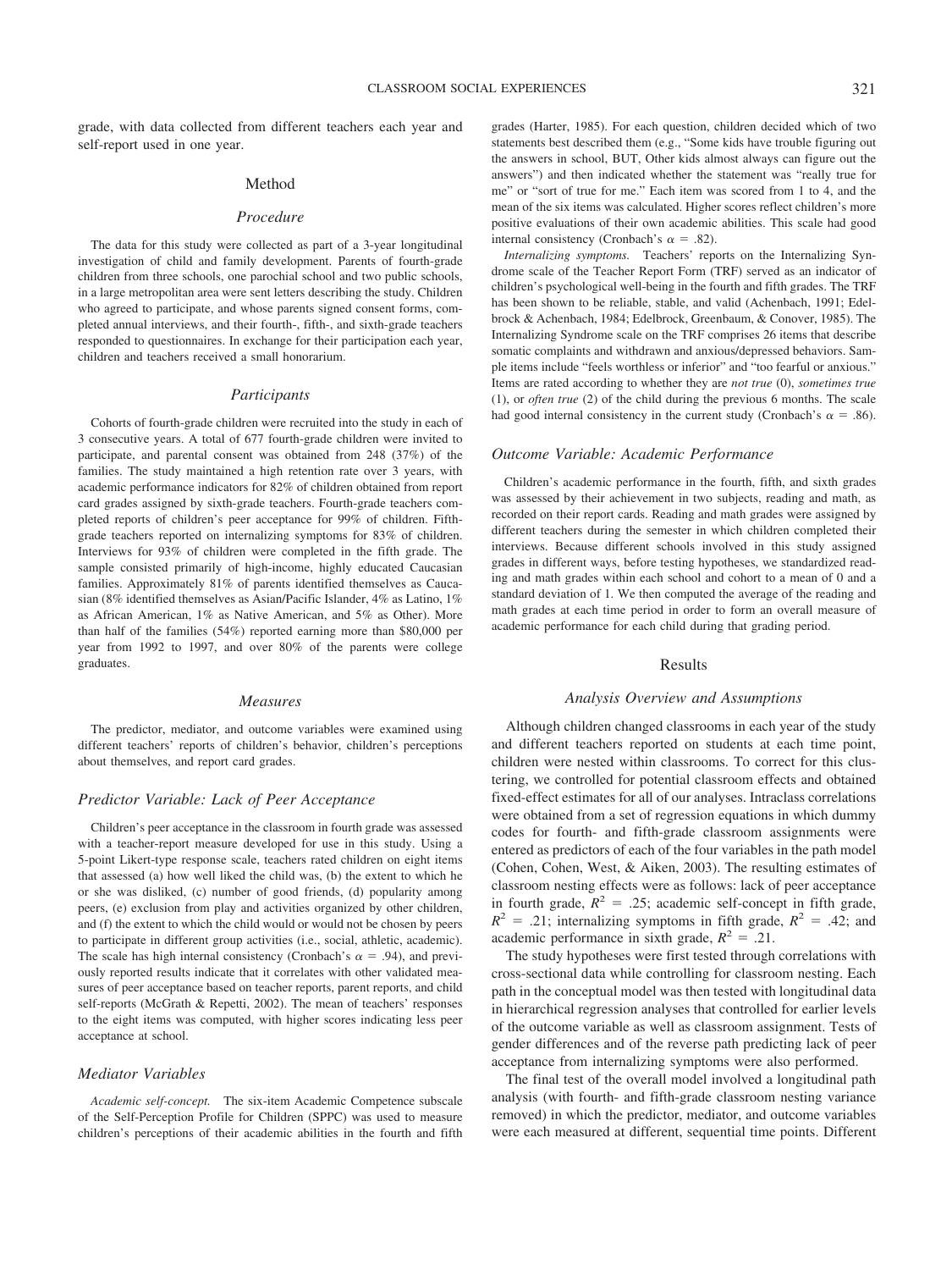grade, with data collected from different teachers each year and self-report used in one year.

## Method

### Procedure

The data for this study were collected as part of a 3-year longitudinal investigation of child and family development. Parents of fourth-grade children from three schools, one parochial school and two public schools, in a large metropolitan area were sent letters describing the study. Children who agreed to participate, and whose parents signed consent forms, completed annual interviews, and their fourth-, fifth-, and sixth-grade teachers responded to questionnaires. In exchange for their participation each year, children and teachers received a small honorarium.

### Participants

Cohorts of fourth-grade children were recruited into the study in each of 3 consecutive years. A total of 677 fourth-grade children were invited to participate, and parental consent was obtained from 248 (37%) of the families. The study maintained a high retention rate over 3 years, with academic performance indicators for 82% of children obtained from report card grades assigned by sixth-grade teachers. Fourth-grade teachers completed reports of children's peer acceptance for 99% of children. Fifth-grade teachers reported on internalizing symptoms for 83% of children. Interviews for 93% of children were completed in the fifth grade. The sample consisted primarily of high-income, highly educated Caucasian families. Approximately 81% of parents identified themselves as Caucasian (8% identified themselves as Asian/Pacific Islander, 4% as Latino, 1% as African American, 1% as Native American, and 5% as Other). More than half of the families (54%) reported earning more than $80,000 per year from 1992 to 1997, and over 80% of the parents were college graduates.

### Measures

The predictor, mediator, and outcome variables were examined using different teachers' reports of children's behavior, children's perceptions about themselves, and report card grades.

### *Predictor Variable: Lack of Peer Acceptance*

Children's peer acceptance in the classroom in fourth grade was assessed with a teacher-report measure developed for use in this study. Using a 5-point Likert-type response scale, teachers rated children on eight items that assessed (a) how well liked the child was, (b) the extent to which he or she was disliked, (c) number of good friends, (d) popularity among peers, (e) exclusion from play and activities organized by other children, and (f) the extent to which the child would or would not be chosen by peers to participate in different group activities (i.e., social, athletic, academic). The scale has high internal consistency (Cronbach's $\alpha = .94$), and previously reported results indicate that it correlates with other validated measures of peer acceptance based on teacher reports, parent reports, and child self-reports (McGrath & Repetti, 2002). The mean of teachers' responses to the eight items was computed, with higher scores indicating less peer acceptance at school.

### *Mediator Variables*

*Academic self-concept.* The six-item Academic Competence subscale of the Self-Perception Profile for Children (SPPC) was used to measure children's perceptions of their academic abilities in the fourth and fifth grades (Harter, 1985). For each question, children decided which of two statements best described them (e.g., "Some kids have trouble figuring out the answers in school, BUT, Other kids almost always can figure out the answers") and then indicated whether the statement was "really true for me" or "sort of true for me." Each item was scored from 1 to 4, and the mean of the six items was calculated. Higher scores reflect children's more positive evaluations of their own academic abilities. This scale had good internal consistency (Cronbach's $\alpha = .82$).

*Internalizing symptoms.* Teachers' reports on the Internalizing Syndrome scale of the Teacher Report Form (TRF) served as an indicator of children's psychological well-being in the fourth and fifth grades. The TRF has been shown to be reliable, stable, and valid (Achenbach, 1991; Edelbrock & Achenbach, 1984; Edelbrock, Greenbaum, & Conover, 1985). The Internalizing Syndrome scale on the TRF comprises 26 items that describe somatic complaints and withdrawn and anxious/depressed behaviors. Sample items include "feels worthless or inferior" and "too fearful or anxious." Items are rated according to whether they are *not true* (0), *sometimes true* (1), or *often true* (2) of the child during the previous 6 months. The scale had good internal consistency in the current study (Cronbach's $\alpha = .86$).

### *Outcome Variable: Academic Performance*

Children's academic performance in the fourth, fifth, and sixth grades was assessed by their achievement in two subjects, reading and math, as recorded on their report cards. Reading and math grades were assigned by different teachers during the semester in which children completed their interviews. Because different schools involved in this study assigned grades in different ways, before testing hypotheses, we standardized reading and math grades within each school and cohort to a mean of 0 and a standard deviation of 1. We then computed the average of the reading and math grades at each time period in order to form an overall measure of academic performance for each child during that grading period.

## Results

### Analysis Overview and Assumptions

Although children changed classrooms in each year of the study and different teachers reported on students at each time point, children were nested within classrooms. To correct for this clustering, we controlled for potential classroom effects and obtained fixed-effect estimates for all of our analyses. Intraclass correlations were obtained from a set of regression equations in which dummy codes for fourth- and fifth-grade classroom assignments were entered as predictors of each of the four variables in the path model (Cohen, Cohen, West, & Aiken, 2003). The resulting estimates of classroom nesting effects were as follows: lack of peer acceptance in fourth grade, $R^2 = .25$; academic self-concept in fifth grade, $R^2 = .21$; internalizing symptoms in fifth grade, $R^2 = .42$; and academic performance in sixth grade, $R^2 = .21$.

The study hypotheses were first tested through correlations with cross-sectional data while controlling for classroom nesting. Each path in the conceptual model was then tested with longitudinal data in hierarchical regression analyses that controlled for earlier levels of the outcome variable as well as classroom assignment. Tests of gender differences and of the reverse path predicting lack of peer acceptance from internalizing symptoms were also performed.

The final test of the overall model involved a longitudinal path analysis (with fourth- and fifth-grade classroom nesting variance removed) in which the predictor, mediator, and outcome variables were each measured at different, sequential time points. Different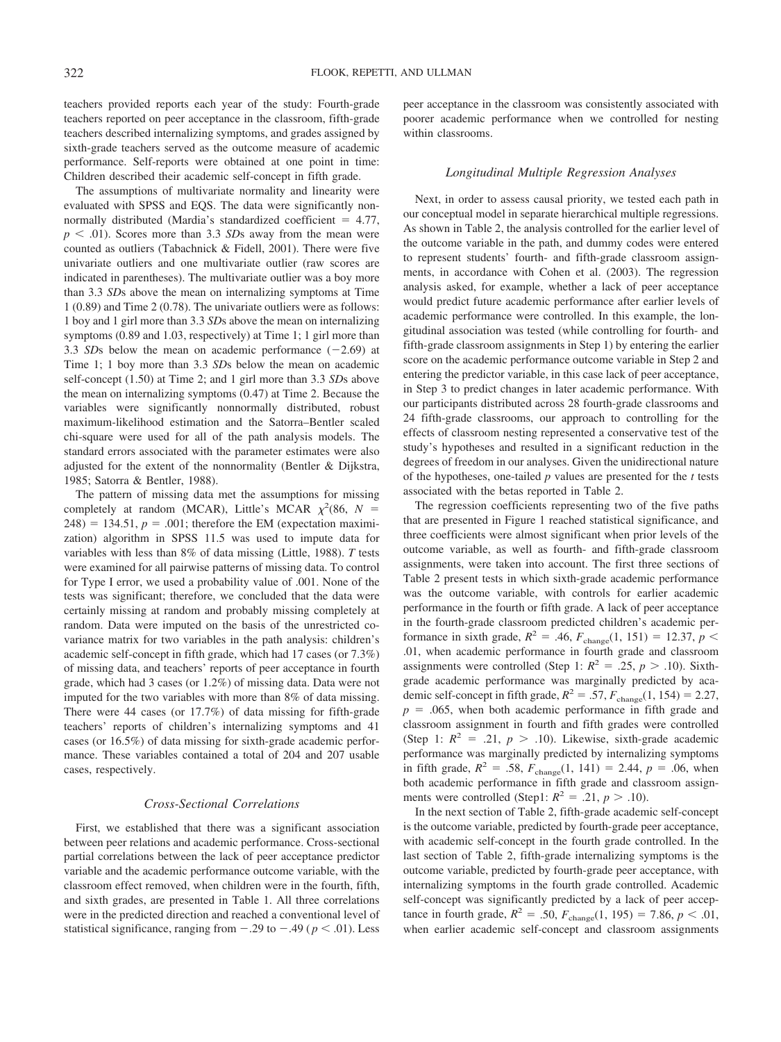teachers provided reports each year of the study: Fourth-grade teachers reported on peer acceptance in the classroom, fifth-grade teachers described internalizing symptoms, and grades assigned by sixth-grade teachers served as the outcome measure of academic performance. Self-reports were obtained at one point in time: Children described their academic self-concept in fifth grade.

The assumptions of multivariate normality and linearity were evaluated with SPSS and EQS. The data were significantly nonnormally distributed (Mardia's standardized coefficient = 4.77, $p < .01$). Scores more than 3.3 *SD*s away from the mean were counted as outliers (Tabachnick & Fidell, 2001). There were five univariate outliers and one multivariate outlier (raw scores are indicated in parentheses). The multivariate outlier was a boy more than 3.3 *SD*s above the mean on internalizing symptoms at Time 1 (0.89) and Time 2 (0.78). The univariate outliers were as follows: 1 boy and 1 girl more than 3.3 *SD*s above the mean on internalizing symptoms (0.89 and 1.03, respectively) at Time 1; 1 girl more than 3.3 *SD*s below the mean on academic performance (−2.69) at Time 1; 1 boy more than 3.3 *SD*s below the mean on academic self-concept (1.50) at Time 2; and 1 girl more than 3.3 *SD*s above the mean on internalizing symptoms (0.47) at Time 2. Because the variables were significantly nonnormally distributed, robust maximum-likelihood estimation and the Satorra–Bentler scaled chi-square were used for all of the path analysis models. The standard errors associated with the parameter estimates were also adjusted for the extent of the nonnormality (Bentler & Dijkstra, 1985; Satorra & Bentler, 1988).

The pattern of missing data met the assumptions for missing completely at random (MCAR), Little's MCAR $\chi^2(86, N = 248) = 134.51$, $p = .001$; therefore the EM (expectation maximization) algorithm in SPSS 11.5 was used to impute data for variables with less than 8% of data missing (Little, 1988). *T* tests were examined for all pairwise patterns of missing data. To control for Type I error, we used a probability value of .001. None of the tests was significant; therefore, we concluded that the data were certainly missing at random and probably missing completely at random. Data were imputed on the basis of the unrestricted covariance matrix for two variables in the path analysis: children's academic self-concept in fifth grade, which had 17 cases (or 7.3%) of missing data, and teachers' reports of peer acceptance in fourth grade, which had 3 cases (or 1.2%) of missing data. Data were not imputed for the two variables with more than 8% of data missing. There were 44 cases (or 17.7%) of data missing for fifth-grade teachers' reports of children's internalizing symptoms and 41 cases (or 16.5%) of data missing for sixth-grade academic performance. These variables contained a total of 204 and 207 usable cases, respectively.

### Cross-Sectional Correlations

First, we established that there was a significant association between peer relations and academic performance. Cross-sectional partial correlations between the lack of peer acceptance predictor variable and the academic performance outcome variable, with the classroom effect removed, when children were in the fourth, fifth, and sixth grades, are presented in Table 1. All three correlations were in the predicted direction and reached a conventional level of statistical significance, ranging from −.29 to −.49 ($p < .01$). Less peer acceptance in the classroom was consistently associated with poorer academic performance when we controlled for nesting within classrooms.

### Longitudinal Multiple Regression Analyses

Next, in order to assess causal priority, we tested each path in our conceptual model in separate hierarchical multiple regressions. As shown in Table 2, the analysis controlled for the earlier level of the outcome variable in the path, and dummy codes were entered to represent students' fourth- and fifth-grade classroom assignments, in accordance with Cohen et al. (2003). The regression analysis asked, for example, whether a lack of peer acceptance would predict future academic performance after earlier levels of academic performance were controlled. In this example, the longitudinal association was tested (while controlling for fourth- and fifth-grade classroom assignments in Step 1) by entering the earlier score on the academic performance outcome variable in Step 2 and entering the predictor variable, in this case lack of peer acceptance, in Step 3 to predict changes in later academic performance. With our participants distributed across 28 fourth-grade classrooms and 24 fifth-grade classrooms, our approach to controlling for the effects of classroom nesting represented a conservative test of the study's hypotheses and resulted in a significant reduction in the degrees of freedom in our analyses. Given the unidirectional nature of the hypotheses, one-tailed *p* values are presented for the *t* tests associated with the betas reported in Table 2.

The regression coefficients representing two of the five paths that are presented in Figure 1 reached statistical significance, and three coefficients were almost significant when prior levels of the outcome variable, as well as fourth- and fifth-grade classroom assignments, were taken into account. The first three sections of Table 2 present tests in which sixth-grade academic performance was the outcome variable, with controls for earlier academic performance in the fourth or fifth grade. A lack of peer acceptance in the fourth-grade classroom predicted children's academic performance in sixth grade, $R^2 = .46$, $F_{\text{change}}(1, 151) = 12.37$, $p < .01$, when academic performance in fourth grade and classroom assignments were controlled (Step 1: $R^2 = .25$, $p > .10$). Sixth-grade academic performance was marginally predicted by academic self-concept in fifth grade, $R^2 = .57$, $F_{\text{change}}(1, 154) = 2.27$, $p = .065$, when both academic performance in fifth grade and classroom assignment in fourth and fifth grades were controlled (Step 1: $R^2 = .21$, $p > .10$). Likewise, sixth-grade academic performance was marginally predicted by internalizing symptoms in fifth grade, $R^2 = .58$, $F_{\text{change}}(1, 141) = 2.44$, $p = .06$, when both academic performance in fifth grade and classroom assignments were controlled (Step1: $R^2 = .21$, $p > .10$).

In the next section of Table 2, fifth-grade academic self-concept is the outcome variable, predicted by fourth-grade peer acceptance, with academic self-concept in the fourth grade controlled. In the last section of Table 2, fifth-grade internalizing symptoms is the outcome variable, predicted by fourth-grade peer acceptance, with internalizing symptoms in the fourth grade controlled. Academic self-concept was significantly predicted by a lack of peer acceptance in fourth grade, $R^2 = .50$, $F_{\text{change}}(1, 195) = 7.86$, $p < .01$, when earlier academic self-concept and classroom assignments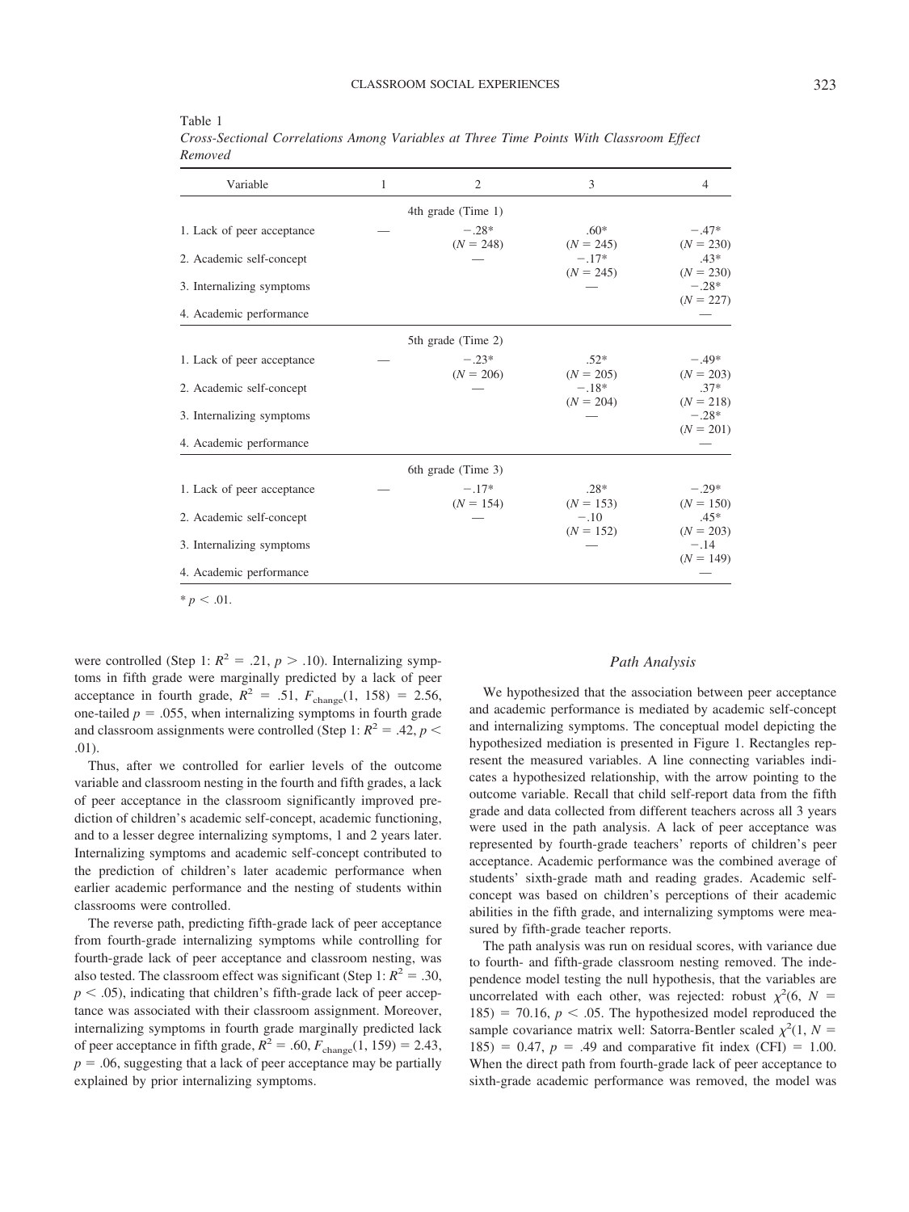Table 1
*Cross-Sectional Correlations Among Variables at Three Time Points With Classroom Effect Removed*

| Variable | 1 | 2 | 3 | 4 |
|---|---|---|---|---|
| | | 4th grade (Time 1) | | |
| 1. Lack of peer acceptance | — | −.28* ($N$ = 248) | .60* ($N$ = 245) | −.47* ($N$ = 230) |
| 2. Academic self-concept | | — | −.17* ($N$ = 245) | .43* ($N$ = 230) |
| 3. Internalizing symptoms | | | — | −.28* ($N$ = 227) |
| 4. Academic performance | | | | — |
| | | 5th grade (Time 2) | | |
| 1. Lack of peer acceptance | — | −.23* ($N$ = 206) | .52* ($N$ = 205) | −.49* ($N$ = 203) |
| 2. Academic self-concept | | — | −.18* ($N$ = 204) | .37* ($N$ = 218) |
| 3. Internalizing symptoms | | | — | −.28* ($N$ = 201) |
| 4. Academic performance | | | | — |
| | | 6th grade (Time 3) | | |
| 1. Lack of peer acceptance | — | −.17* ($N$ = 154) | .28* ($N$ = 153) | −.29* ($N$ = 150) |
| 2. Academic self-concept | | — | −.10 ($N$ = 152) | .45* ($N$ = 203) |
| 3. Internalizing symptoms | | | — | −.14 ($N$ = 149) |
| 4. Academic performance | | | | — |

* $p < .01$.

were controlled (Step 1: $R^2 = .21$, $p > .10$). Internalizing symptoms in fifth grade were marginally predicted by a lack of peer acceptance in fourth grade, $R^2 = .51$, $F_{\text{change}}(1, 158) = 2.56$, one-tailed $p = .055$, when internalizing symptoms in fourth grade and classroom assignments were controlled (Step 1: $R^2 = .42$, $p < .01$).

Thus, after we controlled for earlier levels of the outcome variable and classroom nesting in the fourth and fifth grades, a lack of peer acceptance in the classroom significantly improved prediction of children's academic self-concept, academic functioning, and to a lesser degree internalizing symptoms, 1 and 2 years later. Internalizing symptoms and academic self-concept contributed to the prediction of children's later academic performance when earlier academic performance and the nesting of students within classrooms were controlled.

The reverse path, predicting fifth-grade lack of peer acceptance from fourth-grade internalizing symptoms while controlling for fourth-grade lack of peer acceptance and classroom nesting, was also tested. The classroom effect was significant (Step 1: $R^2 = .30$, $p < .05$), indicating that children's fifth-grade lack of peer acceptance was associated with their classroom assignment. Moreover, internalizing symptoms in fourth grade marginally predicted lack of peer acceptance in fifth grade, $R^2 = .60$, $F_{\text{change}}(1, 159) = 2.43$, $p = .06$, suggesting that a lack of peer acceptance may be partially explained by prior internalizing symptoms.

### Path Analysis

We hypothesized that the association between peer acceptance and academic performance is mediated by academic self-concept and internalizing symptoms. The conceptual model depicting the hypothesized mediation is presented in Figure 1. Rectangles represent the measured variables. A line connecting variables indicates a hypothesized relationship, with the arrow pointing to the outcome variable. Recall that child self-report data from the fifth grade and data collected from different teachers across all 3 years were used in the path analysis. A lack of peer acceptance was represented by fourth-grade teachers' reports of children's peer acceptance. Academic performance was the combined average of students' sixth-grade math and reading grades. Academic self-concept was based on children's perceptions of their academic abilities in the fifth grade, and internalizing symptoms were measured by fifth-grade teacher reports.

The path analysis was run on residual scores, with variance due to fourth- and fifth-grade classroom nesting removed. The independence model testing the null hypothesis, that the variables are uncorrelated with each other, was rejected: robust $\chi^2(6, N = 185) = 70.16$, $p < .05$. The hypothesized model reproduced the sample covariance matrix well: Satorra-Bentler scaled $\chi^2(1, N = 185) = 0.47$, $p = .49$ and comparative fit index (CFI) = 1.00. When the direct path from fourth-grade lack of peer acceptance to sixth-grade academic performance was removed, the model was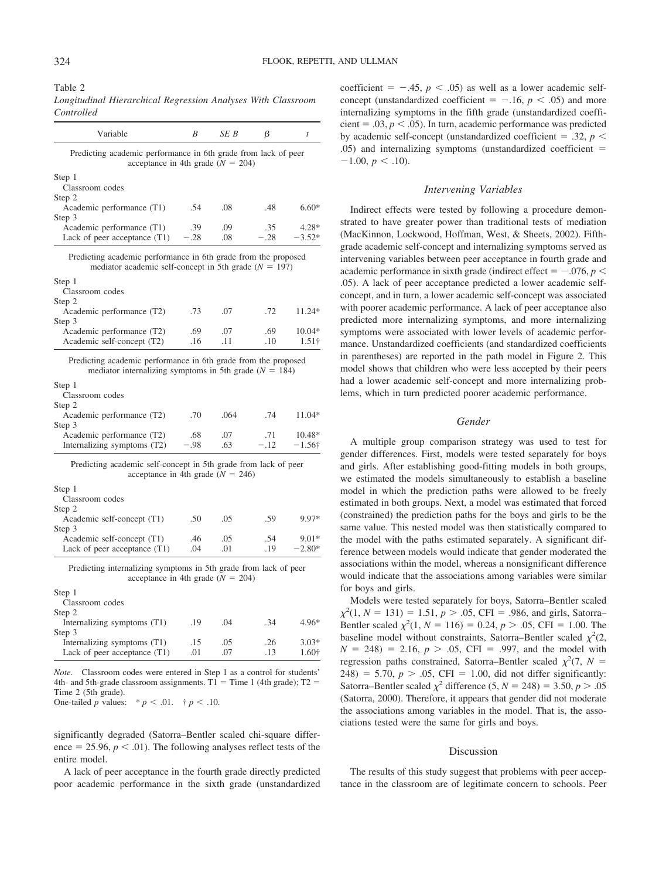Table 2

*Longitudinal Hierarchical Regression Analyses With Classroom Controlled*

| Variable | $B$ | $SE\ B$ | $\beta$ | $t$ |
|---|---|---|---|---|
| Predicting academic performance in 6th grade from lack of peer acceptance in 4th grade ($N = 204$) | | | | |
| Step 1 | | | | |
| Classroom codes | | | | |
| Step 2 | | | | |
| Academic performance (T1) | .54 | .08 | .48 | 6.60* |
| Step 3 | | | | |
| Academic performance (T1) | .39 | .09 | .35 | 4.28* |
| Lack of peer acceptance (T1) | −.28 | .08 | −.28 | −3.52* |
| Predicting academic performance in 6th grade from the proposed mediator academic self-concept in 5th grade ($N = 197$) | | | | |
| Step 1 | | | | |
| Classroom codes | | | | |
| Step 2 | | | | |
| Academic performance (T2) | .73 | .07 | .72 | 11.24* |
| Step 3 | | | | |
| Academic performance (T2) | .69 | .07 | .69 | 10.04* |
| Academic self-concept (T2) | .16 | .11 | .10 | 1.51† |
| Predicting academic performance in 6th grade from the proposed mediator internalizing symptoms in 5th grade ($N = 184$) | | | | |
| Step 1 | | | | |
| Classroom codes | | | | |
| Step 2 | | | | |
| Academic performance (T2) | .70 | .064 | .74 | 11.04* |
| Step 3 | | | | |
| Academic performance (T2) | .68 | .07 | .71 | 10.48* |
| Internalizing symptoms (T2) | −.98 | .63 | −.12 | −1.56† |
| Predicting academic self-concept in 5th grade from lack of peer acceptance in 4th grade ($N = 246$) | | | | |
| Step 1 | | | | |
| Classroom codes | | | | |
| Step 2 | | | | |
| Academic self-concept (T1) | .50 | .05 | .59 | 9.97* |
| Step 3 | | | | |
| Academic self-concept (T1) | .46 | .05 | .54 | 9.01* |
| Lack of peer acceptance (T1) | .04 | .01 | .19 | −2.80* |
| Predicting internalizing symptoms in 5th grade from lack of peer acceptance in 4th grade ($N = 204$) | | | | |
| Step 1 | | | | |
| Classroom codes | | | | |
| Step 2 | | | | |
| Internalizing symptoms (T1) | .19 | .04 | .34 | 4.96* |
| Step 3 | | | | |
| Internalizing symptoms (T1) | .15 | .05 | .26 | 3.03* |
| Lack of peer acceptance (T1) | .01 | .07 | .13 | 1.60† |

*Note.* Classroom codes were entered in Step 1 as a control for students' 4th- and 5th-grade classroom assignments. T1 = Time 1 (4th grade); T2 = Time 2 (5th grade).
One-tailed $p$ values: * $p < .01$. † $p < .10$.

significantly degraded (Satorra–Bentler scaled chi-square difference = 25.96, $p < .01$). The following analyses reflect tests of the entire model.

A lack of peer acceptance in the fourth grade directly predicted poor academic performance in the sixth grade (unstandardized coefficient = −.45, $p < .05$) as well as a lower academic self-concept (unstandardized coefficient = −.16, $p < .05$) and more internalizing symptoms in the fifth grade (unstandardized coefficient = .03, $p < .05$). In turn, academic performance was predicted by academic self-concept (unstandardized coefficient = .32, $p < .05$) and internalizing symptoms (unstandardized coefficient = −1.00, $p < .10$).

### *Intervening Variables*

Indirect effects were tested by following a procedure demonstrated to have greater power than traditional tests of mediation (MacKinnon, Lockwood, Hoffman, West, & Sheets, 2002). Fifth-grade academic self-concept and internalizing symptoms served as intervening variables between peer acceptance in fourth grade and academic performance in sixth grade (indirect effect = −.076, $p < .05$). A lack of peer acceptance predicted a lower academic self-concept, and in turn, a lower academic self-concept was associated with poorer academic performance. A lack of peer acceptance also predicted more internalizing symptoms, and more internalizing symptoms were associated with lower levels of academic performance. Unstandardized coefficients (and standardized coefficients in parentheses) are reported in the path model in Figure 2. This model shows that children who were less accepted by their peers had a lower academic self-concept and more internalizing problems, which in turn predicted poorer academic performance.

### *Gender*

A multiple group comparison strategy was used to test for gender differences. First, models were tested separately for boys and girls. After establishing good-fitting models in both groups, we estimated the models simultaneously to establish a baseline model in which the prediction paths were allowed to be freely estimated in both groups. Next, a model was estimated that forced (constrained) the prediction paths for the boys and girls to be the same value. This nested model was then statistically compared to the model with the paths estimated separately. A significant difference between models would indicate that gender moderated the associations within the model, whereas a nonsignificant difference would indicate that the associations among variables were similar for boys and girls.

Models were tested separately for boys, Satorra–Bentler scaled $\chi^2(1, N = 131) = 1.51$, $p > .05$, CFI = .986, and girls, Satorra–Bentler scaled $\chi^2(1, N = 116) = 0.24$, $p > .05$, CFI = 1.00. The baseline model without constraints, Satorra–Bentler scaled $\chi^2(2, N = 248) = 2.16$, $p > .05$, CFI = .997, and the model with regression paths constrained, Satorra–Bentler scaled $\chi^2(7, N = 248) = 5.70$, $p > .05$, CFI = 1.00, did not differ significantly: Satorra–Bentler scaled $\chi^2$ difference $(5, N = 248) = 3.50$, $p > .05$ (Satorra, 2000). Therefore, it appears that gender did not moderate the associations among variables in the model. That is, the associations tested were the same for girls and boys.

## Discussion

The results of this study suggest that problems with peer acceptance in the classroom are of legitimate concern to schools. Peer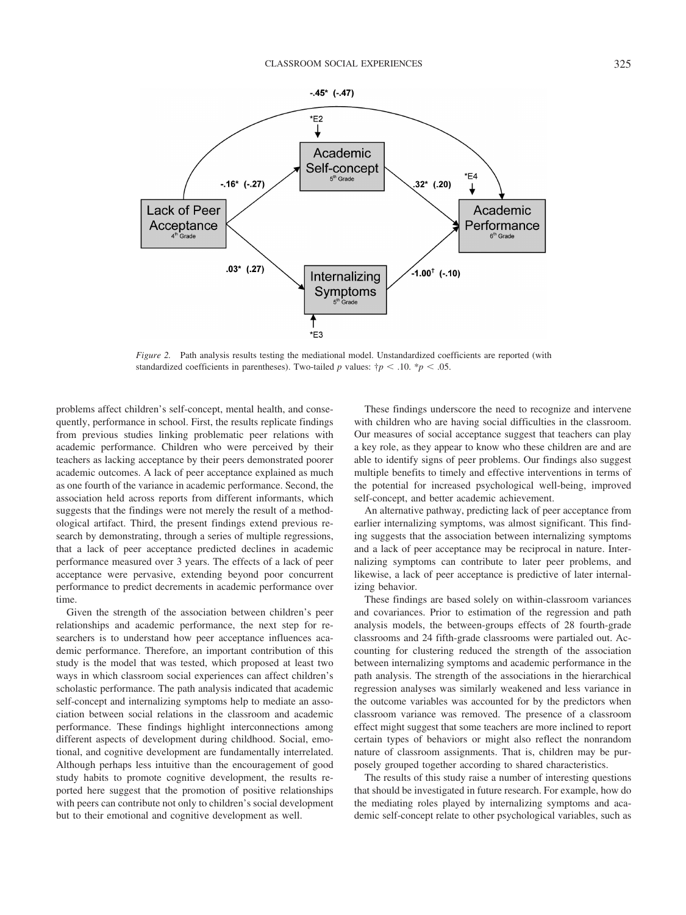*Figure 2.* Path analysis results testing the mediational model. Unstandardized coefficients are reported (with standardized coefficients in parentheses). Two-tailed *p* values: †$p < .10$. *$p < .05$.

problems affect children's self-concept, mental health, and consequently, performance in school. First, the results replicate findings from previous studies linking problematic peer relations with academic performance. Children who were perceived by their teachers as lacking acceptance by their peers demonstrated poorer academic outcomes. A lack of peer acceptance explained as much as one fourth of the variance in academic performance. Second, the association held across reports from different informants, which suggests that the findings were not merely the result of a methodological artifact. Third, the present findings extend previous research by demonstrating, through a series of multiple regressions, that a lack of peer acceptance predicted declines in academic performance measured over 3 years. The effects of a lack of peer acceptance were pervasive, extending beyond poor concurrent performance to predict decrements in academic performance over time.

Given the strength of the association between children's peer relationships and academic performance, the next step for researchers is to understand how peer acceptance influences academic performance. Therefore, an important contribution of this study is the model that was tested, which proposed at least two ways in which classroom social experiences can affect children's scholastic performance. The path analysis indicated that academic self-concept and internalizing symptoms help to mediate an association between social relations in the classroom and academic performance. These findings highlight interconnections among different aspects of development during childhood. Social, emotional, and cognitive development are fundamentally interrelated. Although perhaps less intuitive than the encouragement of good study habits to promote cognitive development, the results reported here suggest that the promotion of positive relationships with peers can contribute not only to children's social development but to their emotional and cognitive development as well.

These findings underscore the need to recognize and intervene with children who are having social difficulties in the classroom. Our measures of social acceptance suggest that teachers can play a key role, as they appear to know who these children are and are able to identify signs of peer problems. Our findings also suggest multiple benefits to timely and effective interventions in terms of the potential for increased psychological well-being, improved self-concept, and better academic achievement.

An alternative pathway, predicting lack of peer acceptance from earlier internalizing symptoms, was almost significant. This finding suggests that the association between internalizing symptoms and a lack of peer acceptance may be reciprocal in nature. Internalizing symptoms can contribute to later peer problems, and likewise, a lack of peer acceptance is predictive of later internalizing behavior.

These findings are based solely on within-classroom variances and covariances. Prior to estimation of the regression and path analysis models, the between-groups effects of 28 fourth-grade classrooms and 24 fifth-grade classrooms were partialed out. Accounting for clustering reduced the strength of the association between internalizing symptoms and academic performance in the path analysis. The strength of the associations in the hierarchical regression analyses was similarly weakened and less variance in the outcome variables was accounted for by the predictors when classroom variance was removed. The presence of a classroom effect might suggest that some teachers are more inclined to report certain types of behaviors or might also reflect the nonrandom nature of classroom assignments. That is, children may be purposely grouped together according to shared characteristics.

The results of this study raise a number of interesting questions that should be investigated in future research. For example, how do the mediating roles played by internalizing symptoms and academic self-concept relate to other psychological variables, such as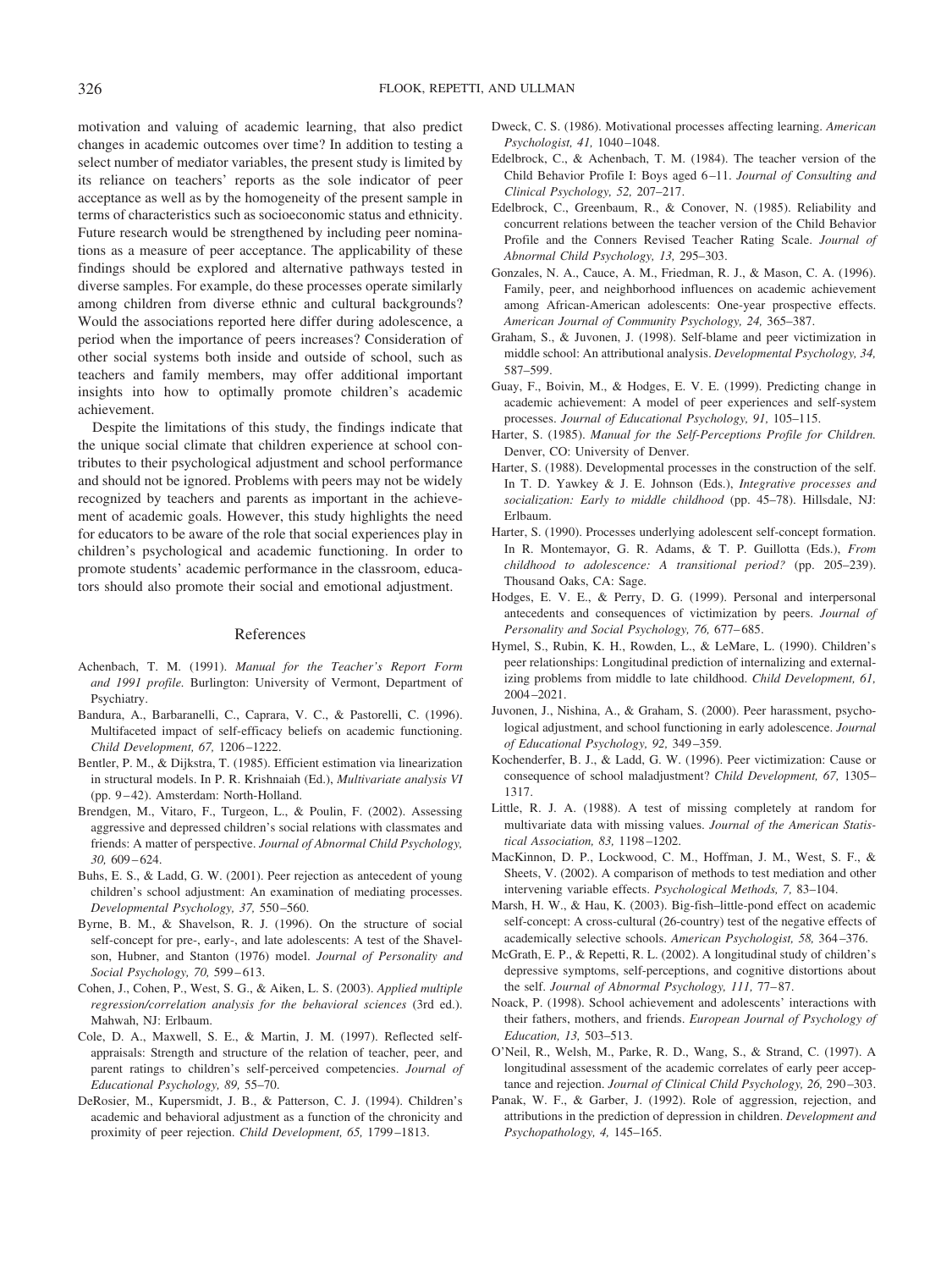motivation and valuing of academic learning, that also predict changes in academic outcomes over time? In addition to testing a select number of mediator variables, the present study is limited by its reliance on teachers' reports as the sole indicator of peer acceptance as well as by the homogeneity of the present sample in terms of characteristics such as socioeconomic status and ethnicity. Future research would be strengthened by including peer nominations as a measure of peer acceptance. The applicability of these findings should be explored and alternative pathways tested in diverse samples. For example, do these processes operate similarly among children from diverse ethnic and cultural backgrounds? Would the associations reported here differ during adolescence, a period when the importance of peers increases? Consideration of other social systems both inside and outside of school, such as teachers and family members, may offer additional important insights into how to optimally promote children's academic achievement.

Despite the limitations of this study, the findings indicate that the unique social climate that children experience at school contributes to their psychological adjustment and school performance and should not be ignored. Problems with peers may not be widely recognized by teachers and parents as important in the achievement of academic goals. However, this study highlights the need for educators to be aware of the role that social experiences play in children's psychological and academic functioning. In order to promote students' academic performance in the classroom, educators should also promote their social and emotional adjustment.

## References

Achenbach, T. M. (1991). *Manual for the Teacher's Report Form and 1991 profile.* Burlington: University of Vermont, Department of Psychiatry.

Bandura, A., Barbaranelli, C., Caprara, V. C., & Pastorelli, C. (1996). Multifaceted impact of self-efficacy beliefs on academic functioning. *Child Development, 67,* 1206–1222.

Bentler, P. M., & Dijkstra, T. (1985). Efficient estimation via linearization in structural models. In P. R. Krishnaiah (Ed.), *Multivariate analysis VI* (pp. 9–42). Amsterdam: North-Holland.

Brendgen, M., Vitaro, F., Turgeon, L., & Poulin, F. (2002). Assessing aggressive and depressed children's social relations with classmates and friends: A matter of perspective. *Journal of Abnormal Child Psychology, 30,* 609–624.

Buhs, E. S., & Ladd, G. W. (2001). Peer rejection as antecedent of young children's school adjustment: An examination of mediating processes. *Developmental Psychology, 37,* 550–560.

Byrne, B. M., & Shavelson, R. J. (1996). On the structure of social self-concept for pre-, early-, and late adolescents: A test of the Shavelson, Hubner, and Stanton (1976) model. *Journal of Personality and Social Psychology, 70,* 599–613.

Cohen, J., Cohen, P., West, S. G., & Aiken, L. S. (2003). *Applied multiple regression/correlation analysis for the behavioral sciences* (3rd ed.). Mahwah, NJ: Erlbaum.

Cole, D. A., Maxwell, S. E., & Martin, J. M. (1997). Reflected self-appraisals: Strength and structure of the relation of teacher, peer, and parent ratings to children's self-perceived competencies. *Journal of Educational Psychology, 89,* 55–70.

DeRosier, M., Kupersmidt, J. B., & Patterson, C. J. (1994). Children's academic and behavioral adjustment as a function of the chronicity and proximity of peer rejection. *Child Development, 65,* 1799–1813.

Dweck, C. S. (1986). Motivational processes affecting learning. *American Psychologist, 41,* 1040–1048.

Edelbrock, C., & Achenbach, T. M. (1984). The teacher version of the Child Behavior Profile I: Boys aged 6–11. *Journal of Consulting and Clinical Psychology, 52,* 207–217.

Edelbrock, C., Greenbaum, R., & Conover, N. (1985). Reliability and concurrent relations between the teacher version of the Child Behavior Profile and the Conners Revised Teacher Rating Scale. *Journal of Abnormal Child Psychology, 13,* 295–303.

Gonzales, N. A., Cauce, A. M., Friedman, R. J., & Mason, C. A. (1996). Family, peer, and neighborhood influences on academic achievement among African-American adolescents: One-year prospective effects. *American Journal of Community Psychology, 24,* 365–387.

Graham, S., & Juvonen, J. (1998). Self-blame and peer victimization in middle school: An attributional analysis. *Developmental Psychology, 34,* 587–599.

Guay, F., Boivin, M., & Hodges, E. V. E. (1999). Predicting change in academic achievement: A model of peer experiences and self-system processes. *Journal of Educational Psychology, 91,* 105–115.

Harter, S. (1985). *Manual for the Self-Perceptions Profile for Children.* Denver, CO: University of Denver.

Harter, S. (1988). Developmental processes in the construction of the self. In T. D. Yawkey & J. E. Johnson (Eds.), *Integrative processes and socialization: Early to middle childhood* (pp. 45–78). Hillsdale, NJ: Erlbaum.

Harter, S. (1990). Processes underlying adolescent self-concept formation. In R. Montemayor, G. R. Adams, & T. P. Guillotta (Eds.), *From childhood to adolescence: A transitional period?* (pp. 205–239). Thousand Oaks, CA: Sage.

Hodges, E. V. E., & Perry, D. G. (1999). Personal and interpersonal antecedents and consequences of victimization by peers. *Journal of Personality and Social Psychology, 76,* 677–685.

Hymel, S., Rubin, K. H., Rowden, L., & LeMare, L. (1990). Children's peer relationships: Longitudinal prediction of internalizing and externalizing problems from middle to late childhood. *Child Development, 61,* 2004–2021.

Juvonen, J., Nishina, A., & Graham, S. (2000). Peer harassment, psychological adjustment, and school functioning in early adolescence. *Journal of Educational Psychology, 92,* 349–359.

Kochenderfer, B. J., & Ladd, G. W. (1996). Peer victimization: Cause or consequence of school maladjustment? *Child Development, 67,* 1305–1317.

Little, R. J. A. (1988). A test of missing completely at random for multivariate data with missing values. *Journal of the American Statistical Association, 83,* 1198–1202.

MacKinnon, D. P., Lockwood, C. M., Hoffman, J. M., West, S. F., & Sheets, V. (2002). A comparison of methods to test mediation and other intervening variable effects. *Psychological Methods, 7,* 83–104.

Marsh, H. W., & Hau, K. (2003). Big-fish–little-pond effect on academic self-concept: A cross-cultural (26-country) test of the negative effects of academically selective schools. *American Psychologist, 58,* 364–376.

McGrath, E. P., & Repetti, R. L. (2002). A longitudinal study of children's depressive symptoms, self-perceptions, and cognitive distortions about the self. *Journal of Abnormal Psychology, 111,* 77–87.

Noack, P. (1998). School achievement and adolescents' interactions with their fathers, mothers, and friends. *European Journal of Psychology of Education, 13,* 503–513.

O'Neil, R., Welsh, M., Parke, R. D., Wang, S., & Strand, C. (1997). A longitudinal assessment of the academic correlates of early peer acceptance and rejection. *Journal of Clinical Child Psychology, 26,* 290–303.

Panak, W. F., & Garber, J. (1992). Role of aggression, rejection, and attributions in the prediction of depression in children. *Development and Psychopathology, 4,* 145–165.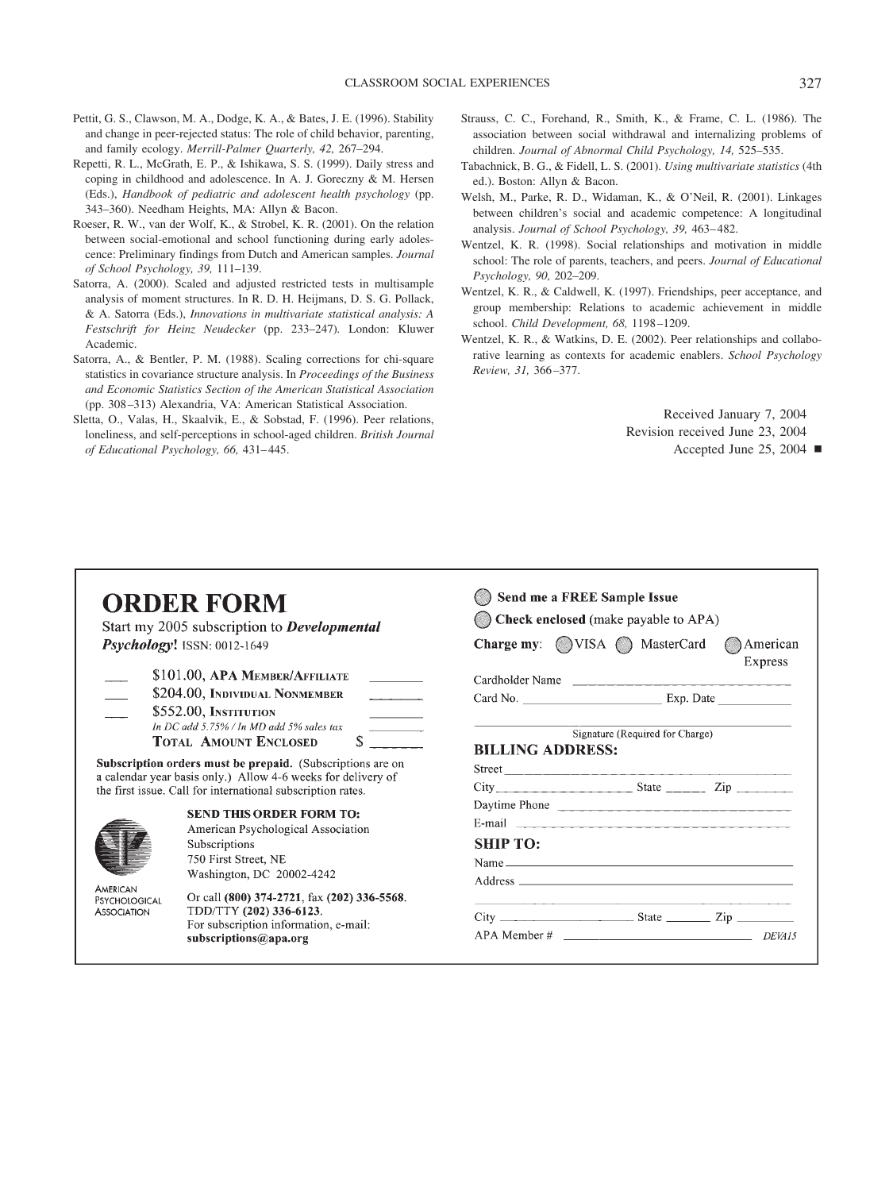Pettit, G. S., Clawson, M. A., Dodge, K. A., & Bates, J. E. (1996). Stability and change in peer-rejected status: The role of child behavior, parenting, and family ecology. *Merrill-Palmer Quarterly, 42,* 267–294.

Repetti, R. L., McGrath, E. P., & Ishikawa, S. S. (1999). Daily stress and coping in childhood and adolescence. In A. J. Goreczny & M. Hersen (Eds.), *Handbook of pediatric and adolescent health psychology* (pp. 343–360). Needham Heights, MA: Allyn & Bacon.

Roeser, R. W., van der Wolf, K., & Strobel, K. R. (2001). On the relation between social-emotional and school functioning during early adolescence: Preliminary findings from Dutch and American samples. *Journal of School Psychology, 39,* 111–139.

Satorra, A. (2000). Scaled and adjusted restricted tests in multisample analysis of moment structures. In R. D. H. Heijmans, D. S. G. Pollack, & A. Satorra (Eds.), *Innovations in multivariate statistical analysis: A Festschrift for Heinz Neudecker* (pp. 233–247). London: Kluwer Academic.

Satorra, A., & Bentler, P. M. (1988). Scaling corrections for chi-square statistics in covariance structure analysis. In *Proceedings of the Business and Economic Statistics Section of the American Statistical Association* (pp. 308–313) Alexandria, VA: American Statistical Association.

Sletta, O., Valas, H., Skaalvik, E., & Sobstad, F. (1996). Peer relations, loneliness, and self-perceptions in school-aged children. *British Journal of Educational Psychology, 66,* 431–445.

Strauss, C. C., Forehand, R., Smith, K., & Frame, C. L. (1986). The association between social withdrawal and internalizing problems of children. *Journal of Abnormal Child Psychology, 14,* 525–535.

Tabachnick, B. G., & Fidell, L. S. (2001). *Using multivariate statistics* (4th ed.). Boston: Allyn & Bacon.

Welsh, M., Parke, R. D., Widaman, K., & O'Neil, R. (2001). Linkages between children's social and academic competence: A longitudinal analysis. *Journal of School Psychology, 39,* 463–482.

Wentzel, K. R. (1998). Social relationships and motivation in middle school: The role of parents, teachers, and peers. *Journal of Educational Psychology, 90,* 202–209.

Wentzel, K. R., & Caldwell, K. (1997). Friendships, peer acceptance, and group membership: Relations to academic achievement in middle school. *Child Development, 68,* 1198–1209.

Wentzel, K. R., & Watkins, D. E. (2002). Peer relationships and collaborative learning as contexts for academic enablers. *School Psychology Review, 31,* 366–377.

Received January 7, 2004
Revision received June 23, 2004
Accepted June 25, 2004 ■

# ORDER FORM

Start my 2005 subscription to ***Developmental Psychology*!** ISSN: 0012-1649

___ $101.00, APA MEMBER/AFFILIATE ________
___ $204.00, INDIVIDUAL NONMEMBER ________
___ $552.00, INSTITUTION ________
*In DC add 5.75% / In MD add 5% sales tax* ________
**TOTAL AMOUNT ENCLOSED** $ ______

**Subscription orders must be prepaid.** (Subscriptions are on a calendar year basis only.) Allow 4-6 weeks for delivery of the first issue. Call for international subscription rates.

**SEND THIS ORDER FORM TO:**
American Psychological Association
Subscriptions
750 First Street, NE
Washington, DC 20002-4242

AMERICAN PSYCHOLOGICAL ASSOCIATION

Or call **(800) 374-2721**, fax **(202) 336-5568**.
TDD/TTY **(202) 336-6123**.
For subscription information, e-mail:
**subscriptions@apa.org**

**Send me a FREE Sample Issue**

**Check enclosed** (make payable to APA)

**Charge my:** VISA MasterCard American Express

Cardholder Name ____________________

Card No. ____________________ Exp. Date __________

____________________
Signature (Required for Charge)

**BILLING ADDRESS:**

Street ____________________

City ____________ State _____ Zip _______

Daytime Phone ____________________

E-mail ____________________

**SHIP TO:**

Name ____________________

Address ____________________

____________________

City ____________ State _____ Zip _______

APA Member # ____________________ *DEVA15*